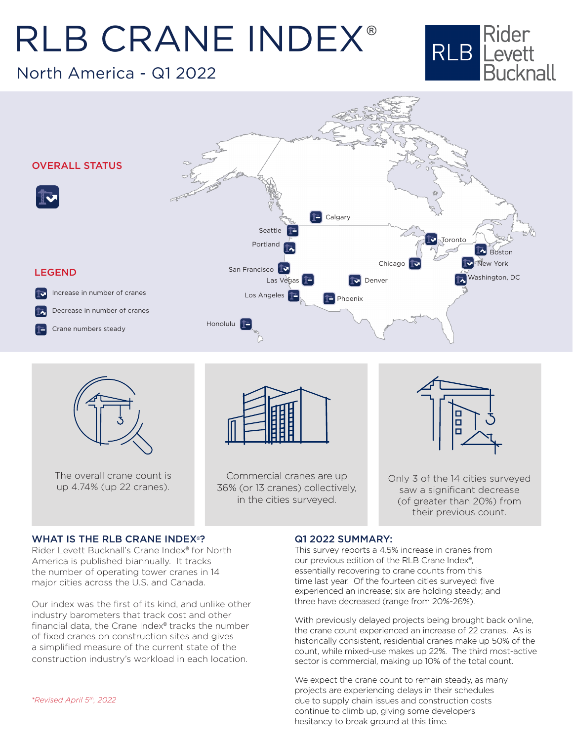# RLB CRANE INDEX®

North America - Q1 2022

Rider Levett Bucknall

## OVERALL STATUS

## LEGEND

- Increase in number of cranes
- Decrease in number of cranes
- Crane numbers steady

Calgary, Seattle, Portland, San Francisco, Las Vegas, Los Angeles, Honolulu, Denver, Phoenix, Chicago, Toronto, Boston, New York, Washington, DC

The overall crane count is up 4.74% (up 22 cranes).

Commercial cranes are up 36% (or 13 cranes) collectively, in the cities surveyed.

Only 3 of the 14 cities surveyed saw a significant decrease (of greater than 20%) from their previous count.

## WHAT IS THE RLB CRANE INDEX®?

Rider Levett Bucknall's Crane Index® for North America is published biannually. It tracks the number of operating tower cranes in 14 major cities across the U.S. and Canada.

Our index was the first of its kind, and unlike other industry barometers that track cost and other financial data, the Crane Index® tracks the number of fixed cranes on construction sites and gives a simplified measure of the current state of the construction industry's workload in each location.

*\*Revised April 5th, 2022*

## Q1 2022 SUMMARY:

This survey reports a 4.5% increase in cranes from our previous edition of the RLB Crane Index®, essentially recovering to crane counts from this time last year. Of the fourteen cities surveyed: five experienced an increase; six are holding steady; and three have decreased (range from 20%-26%).

With previously delayed projects being brought back online, the crane count experienced an increase of 22 cranes. As is historically consistent, residential cranes make up 50% of the count, while mixed-use makes up 22%. The third most-active sector is commercial, making up 10% of the total count.

We expect the crane count to remain steady, as many projects are experiencing delays in their schedules due to supply chain issues and construction costs continue to climb up, giving some developers hesitancy to break ground at this time.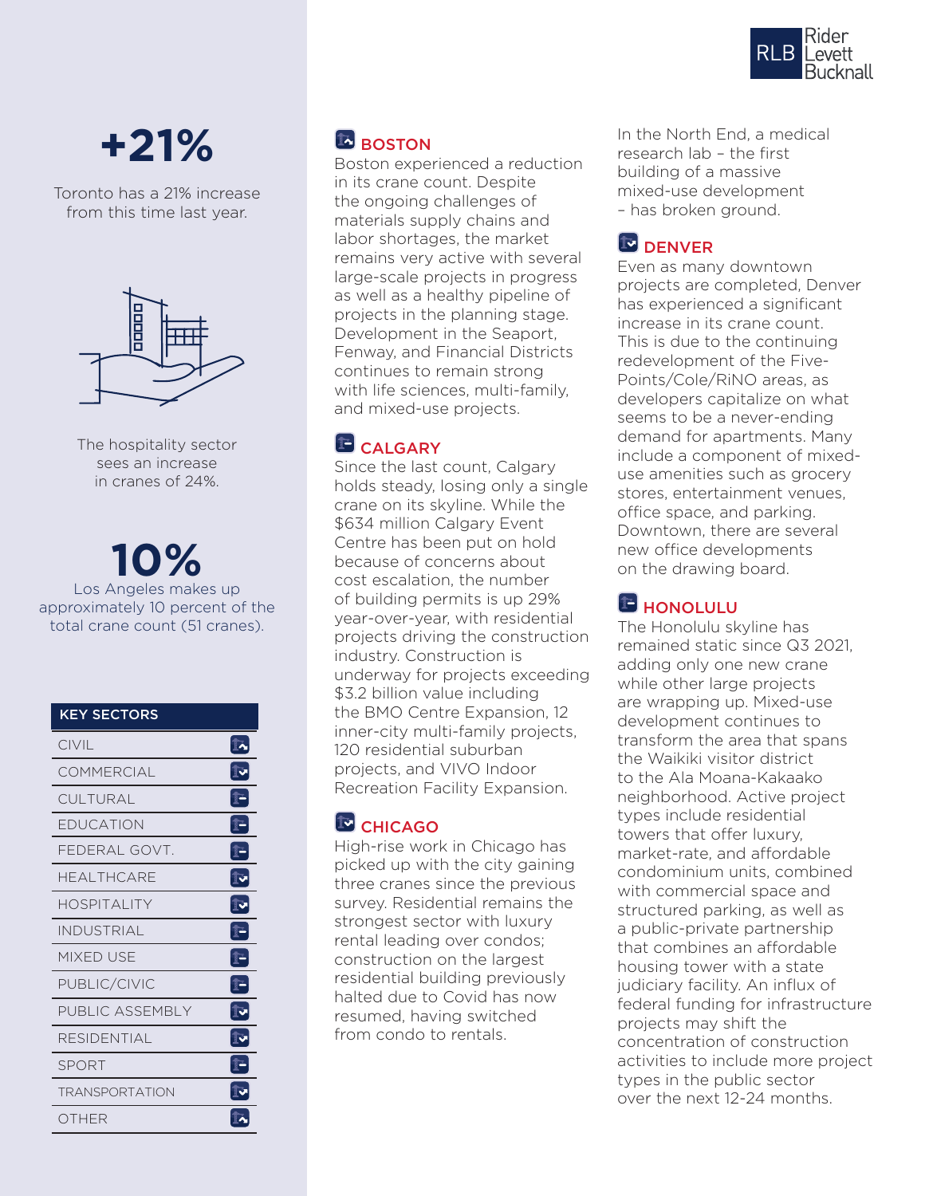**+21%**

Toronto has a 21% increase from this time last year.

The hospitality sector sees an increase in cranes of 24%.

**10%**

Los Angeles makes up approximately 10 percent of the total crane count (51 cranes).

| KEY SECTORS |
| --- |
| CIVIL |
| COMMERCIAL |
| CULTURAL |
| EDUCATION |
| FEDERAL GOVT. |
| HEALTHCARE |
| HOSPITALITY |
| INDUSTRIAL |
| MIXED USE |
| PUBLIC/CIVIC |
| PUBLIC ASSEMBLY |
| RESIDENTIAL |
| SPORT |
| TRANSPORTATION |
| OTHER |

## BOSTON

Boston experienced a reduction in its crane count. Despite the ongoing challenges of materials supply chains and labor shortages, the market remains very active with several large-scale projects in progress as well as a healthy pipeline of projects in the planning stage. Development in the Seaport, Fenway, and Financial Districts continues to remain strong with life sciences, multi-family, and mixed-use projects.

## CALGARY

Since the last count, Calgary holds steady, losing only a single crane on its skyline. While the $634 million Calgary Event Centre has been put on hold because of concerns about cost escalation, the number of building permits is up 29% year-over-year, with residential projects driving the construction industry. Construction is underway for projects exceeding $3.2 billion value including the BMO Centre Expansion, 12 inner-city multi-family projects, 120 residential suburban projects, and VIVO Indoor Recreation Facility Expansion.

## CHICAGO

High-rise work in Chicago has picked up with the city gaining three cranes since the previous survey. Residential remains the strongest sector with luxury rental leading over condos; construction on the largest residential building previously halted due to Covid has now resumed, having switched from condo to rentals.

In the North End, a medical research lab – the first building of a massive mixed-use development – has broken ground.

## DENVER

Even as many downtown projects are completed, Denver has experienced a significant increase in its crane count. This is due to the continuing redevelopment of the Five-Points/Cole/RiNO areas, as developers capitalize on what seems to be a never-ending demand for apartments. Many include a component of mixed-use amenities such as grocery stores, entertainment venues, office space, and parking. Downtown, there are several new office developments on the drawing board.

## HONOLULU

The Honolulu skyline has remained static since Q3 2021, adding only one new crane while other large projects are wrapping up. Mixed-use development continues to transform the area that spans the Waikiki visitor district to the Ala Moana-Kakaako neighborhood. Active project types include residential towers that offer luxury, market-rate, and affordable condominium units, combined with commercial space and structured parking, as well as a public-private partnership that combines an affordable housing tower with a state judiciary facility. An influx of federal funding for infrastructure projects may shift the concentration of construction activities to include more project types in the public sector over the next 12-24 months.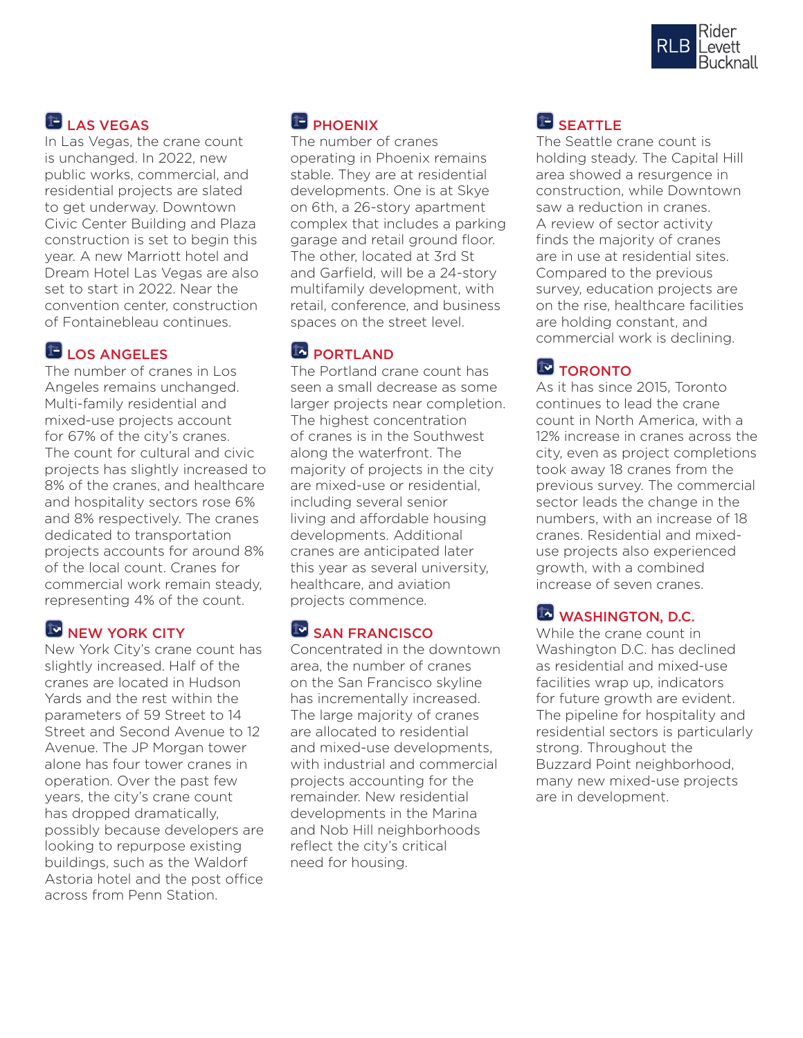## LAS VEGAS

In Las Vegas, the crane count is unchanged. In 2022, new public works, commercial, and residential projects are slated to get underway. Downtown Civic Center Building and Plaza construction is set to begin this year. A new Marriott hotel and Dream Hotel Las Vegas are also set to start in 2022. Near the convention center, construction of Fontainebleau continues.

## LOS ANGELES

The number of cranes in Los Angeles remains unchanged. Multi-family residential and mixed-use projects account for 67% of the city's cranes. The count for cultural and civic projects has slightly increased to 8% of the cranes, and healthcare and hospitality sectors rose 6% and 8% respectively. The cranes dedicated to transportation projects accounts for around 8% of the local count. Cranes for commercial work remain steady, representing 4% of the count.

## NEW YORK CITY

New York City's crane count has slightly increased. Half of the cranes are located in Hudson Yards and the rest within the parameters of 59 Street to 14 Street and Second Avenue to 12 Avenue. The JP Morgan tower alone has four tower cranes in operation. Over the past few years, the city's crane count has dropped dramatically, possibly because developers are looking to repurpose existing buildings, such as the Waldorf Astoria hotel and the post office across from Penn Station.

## PHOENIX

The number of cranes operating in Phoenix remains stable. They are at residential developments. One is at Skye on 6th, a 26-story apartment complex that includes a parking garage and retail ground floor. The other, located at 3rd St and Garfield, will be a 24-story multifamily development, with retail, conference, and business spaces on the street level.

## PORTLAND

The Portland crane count has seen a small decrease as some larger projects near completion. The highest concentration of cranes is in the Southwest along the waterfront. The majority of projects in the city are mixed-use or residential, including several senior living and affordable housing developments. Additional cranes are anticipated later this year as several university, healthcare, and aviation projects commence.

## SAN FRANCISCO

Concentrated in the downtown area, the number of cranes on the San Francisco skyline has incrementally increased. The large majority of cranes are allocated to residential and mixed-use developments, with industrial and commercial projects accounting for the remainder. New residential developments in the Marina and Nob Hill neighborhoods reflect the city's critical need for housing.

## SEATTLE

The Seattle crane count is holding steady. The Capital Hill area showed a resurgence in construction, while Downtown saw a reduction in cranes. A review of sector activity finds the majority of cranes are in use at residential sites. Compared to the previous survey, education projects are on the rise, healthcare facilities are holding constant, and commercial work is declining.

## TORONTO

As it has since 2015, Toronto continues to lead the crane count in North America, with a 12% increase in cranes across the city, even as project completions took away 18 cranes from the previous survey. The commercial sector leads the change in the numbers, with an increase of 18 cranes. Residential and mixed-use projects also experienced growth, with a combined increase of seven cranes.

## WASHINGTON, D.C.

While the crane count in Washington D.C. has declined as residential and mixed-use facilities wrap up, indicators for future growth are evident. The pipeline for hospitality and residential sectors is particularly strong. Throughout the Buzzard Point neighborhood, many new mixed-use projects are in development.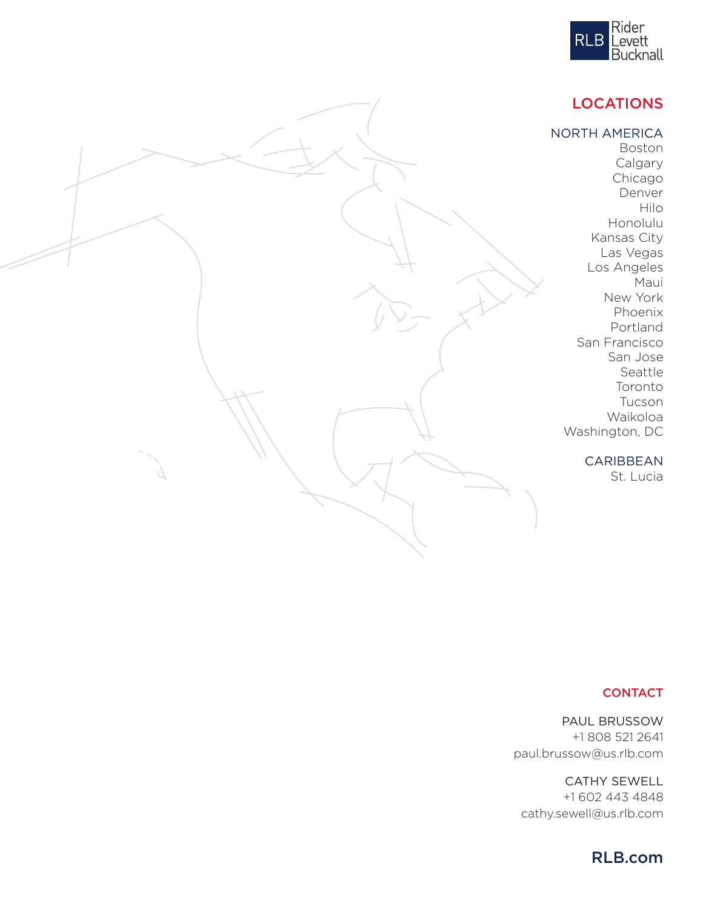Rider Levett Bucknall

## LOCATIONS

### NORTH AMERICA

Boston
Calgary
Chicago
Denver
Hilo
Honolulu
Kansas City
Las Vegas
Los Angeles
Maui
New York
Phoenix
Portland
San Francisco
San Jose
Seattle
Toronto
Tucson
Waikoloa
Washington, DC

### CARIBBEAN

St. Lucia

## CONTACT

PAUL BRUSSOW
+1 808 521 2641
paul.brussow@us.rlb.com

CATHY SEWELL
+1 602 443 4848
cathy.sewell@us.rlb.com

**RLB.com**